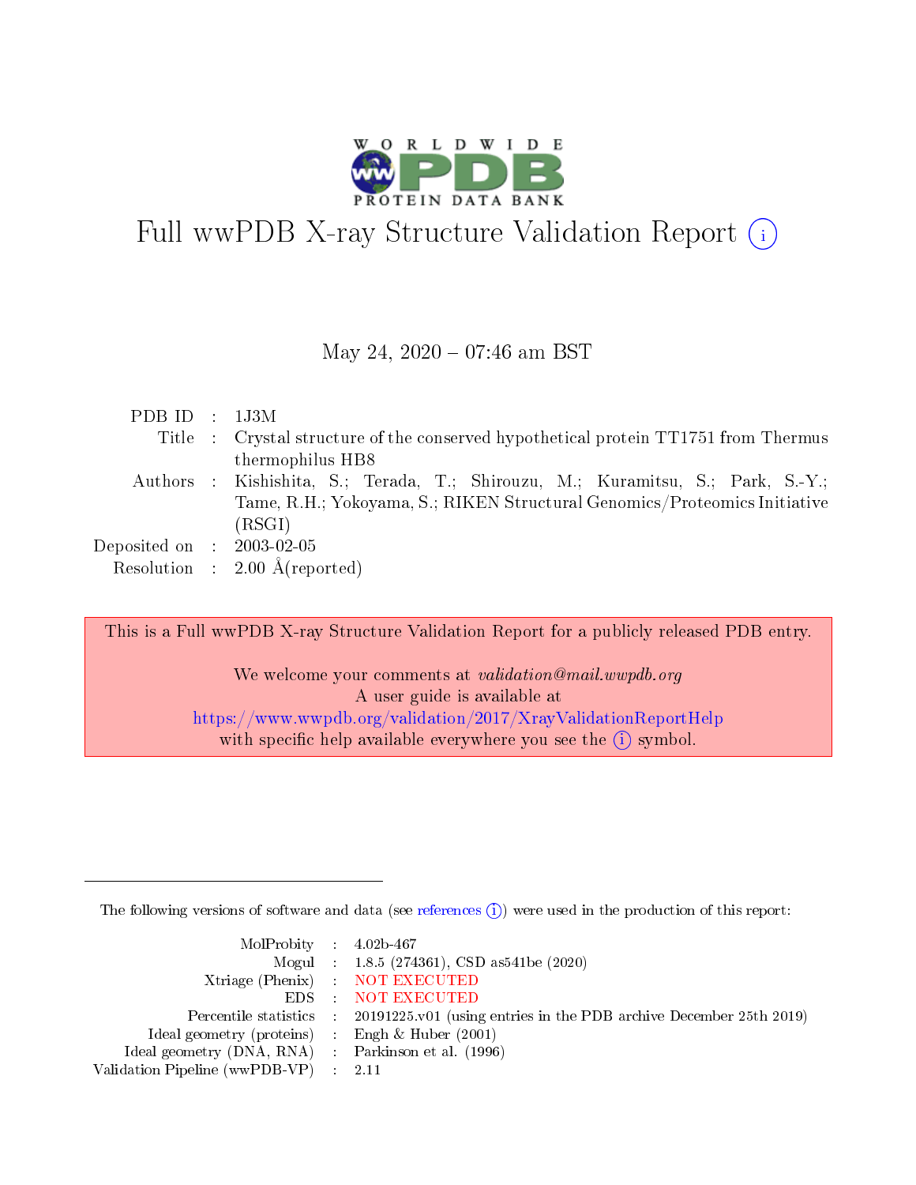# Full wwPDB X-ray Structure Validation Report

May 24, 2020 – 07:46 am BST

| | | |
|---|---|---|
| PDB ID | : | 1J3M |
| Title | : | Crystal structure of the conserved hypothetical protein TT1751 from Thermus thermophilus HB8 |
| Authors | : | Kishishita, S.; Terada, T.; Shirouzu, M.; Kuramitsu, S.; Park, S.-Y.; Tame, R.H.; Yokoyama, S.; RIKEN Structural Genomics/Proteomics Initiative (RSGI) |
| Deposited on | : | 2003-02-05 |
| Resolution | : | 2.00 Å(reported) |

This is a Full wwPDB X-ray Structure Validation Report for a publicly released PDB entry.

We welcome your comments at *validation@mail.wwpdb.org*
A user guide is available at
https://www.wwpdb.org/validation/2017/XrayValidationReportHelp
with specific help available everywhere you see the (i) symbol.

---

The following versions of software and data (see references (i)) were used in the production of this report:

| | | |
|---|---|---|
| MolProbity | : | 4.02b-467 |
| Mogul | : | 1.8.5 (274361), CSD as541be (2020) |
| Xtriage (Phenix) | : | NOT EXECUTED |
| EDS | : | NOT EXECUTED |
| Percentile statistics | : | 20191225.v01 (using entries in the PDB archive December 25th 2019) |
| Ideal geometry (proteins) | : | Engh & Huber (2001) |
| Ideal geometry (DNA, RNA) | : | Parkinson et al. (1996) |
| Validation Pipeline (wwPDB-VP) | : | 2.11 |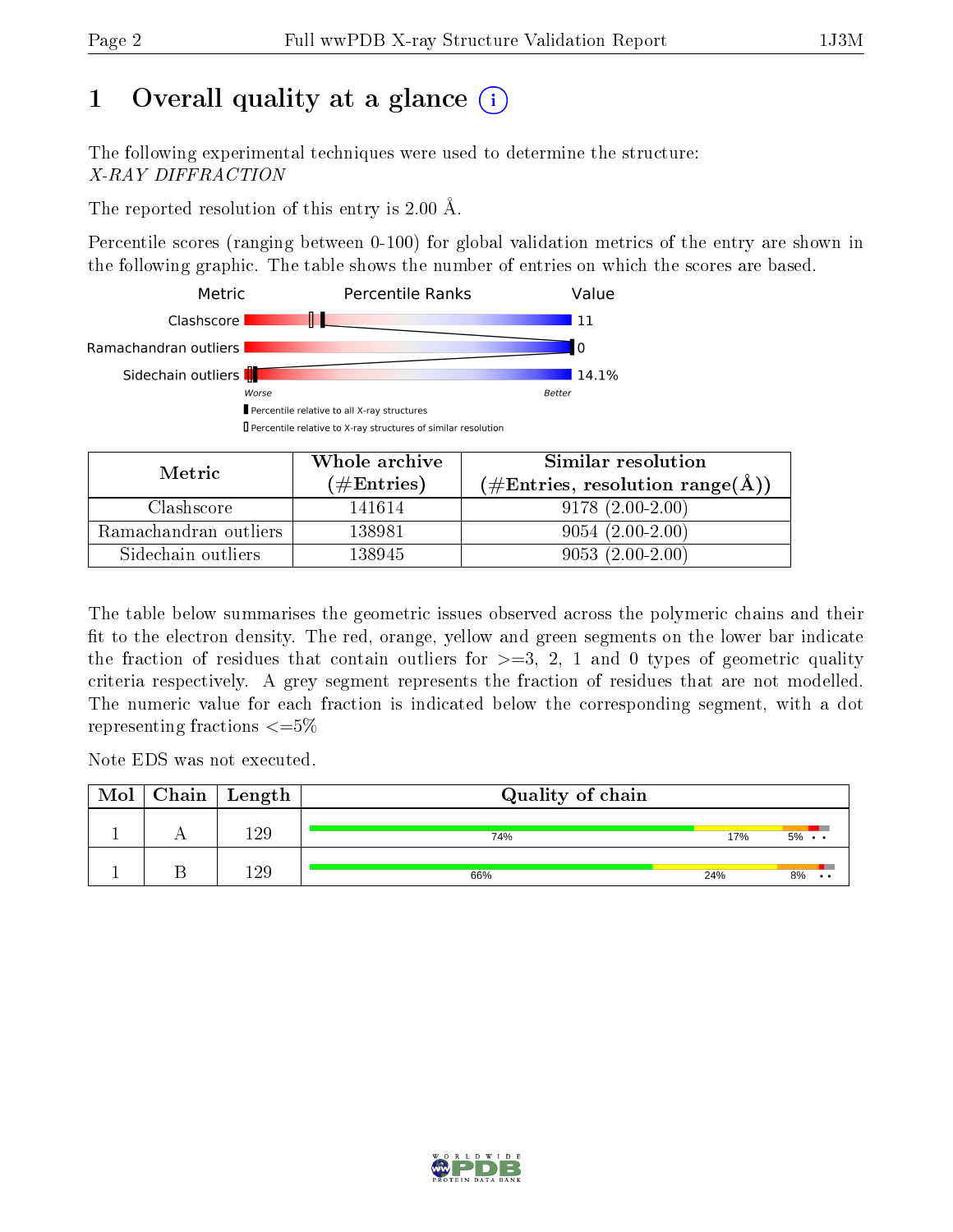# 1 Overall quality at a glance

The following experimental techniques were used to determine the structure:
*X-RAY DIFFRACTION*

The reported resolution of this entry is 2.00 Å.

Percentile scores (ranging between 0-100) for global validation metrics of the entry are shown in the following graphic. The table shows the number of entries on which the scores are based.

| Metric | Value |
|---|---|
| Clashscore | 11 |
| Ramachandran outliers | 0 |
| Sidechain outliers | 14.1% |

| Metric | Whole archive (#Entries) | Similar resolution (#Entries, resolution range(Å)) |
|---|---|---|
| Clashscore | 141614 | 9178 (2.00-2.00) |
| Ramachandran outliers | 138981 | 9054 (2.00-2.00) |
| Sidechain outliers | 138945 | 9053 (2.00-2.00) |

The table below summarises the geometric issues observed across the polymeric chains and their fit to the electron density. The red, orange, yellow and green segments on the lower bar indicate the fraction of residues that contain outliers for >=3, 2, 1 and 0 types of geometric quality criteria respectively. A grey segment represents the fraction of residues that are not modelled. The numeric value for each fraction is indicated below the corresponding segment, with a dot representing fractions <=5%

Note EDS was not executed.

| Mol | Chain | Length | Quality of chain |
|---|---|---|---|
| 1 | A | 129 | 74% 17% 5% • • |
| 1 | B | 129 | 66% 24% 8% • • |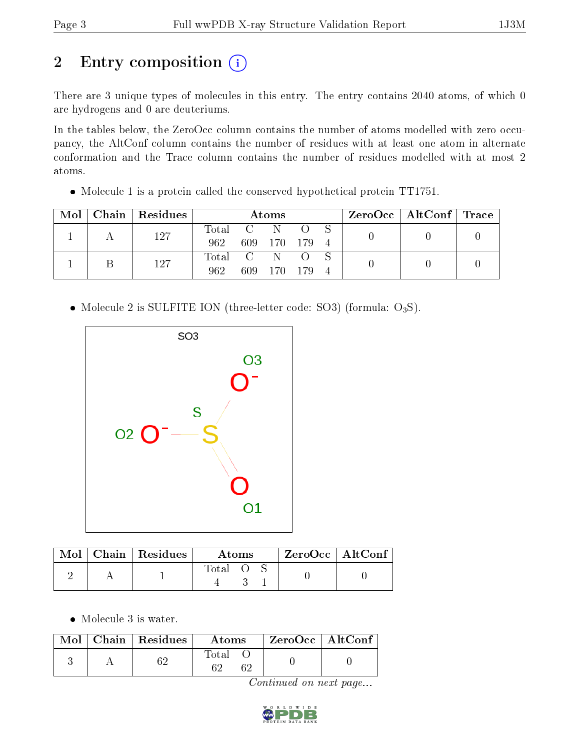# 2 Entry composition (i)

There are 3 unique types of molecules in this entry. The entry contains 2040 atoms, of which 0 are hydrogens and 0 are deuteriums.

In the tables below, the ZeroOcc column contains the number of atoms modelled with zero occupancy, the AltConf column contains the number of residues with at least one atom in alternate conformation and the Trace column contains the number of residues modelled with at most 2 atoms.

- Molecule 1 is a protein called the conserved hypothetical protein TT1751.

| Mol | Chain | Residues | Atoms | | | | | ZeroOcc | AltConf | Trace |
|---|---|---|---|---|---|---|---|---|---|---|
| 1 | A | 127 | Total 962 | C 609 | N 170 | O 179 | S 4 | 0 | 0 | 0 |
| 1 | B | 127 | Total 962 | C 609 | N 170 | O 179 | S 4 | 0 | 0 | 0 |

- Molecule 2 is SULFITE ION (three-letter code: SO3) (formula: $O_3S$).

| Mol | Chain | Residues | Atoms | | | ZeroOcc | AltConf |
|---|---|---|---|---|---|---|---|
| 2 | A | 1 | Total 4 | O 3 | S 1 | 0 | 0 |

- Molecule 3 is water.

| Mol | Chain | Residues | Atoms | | ZeroOcc | AltConf |
|---|---|---|---|---|---|---|
| 3 | A | 62 | Total 62 | O 62 | 0 | 0 |

*Continued on next page...*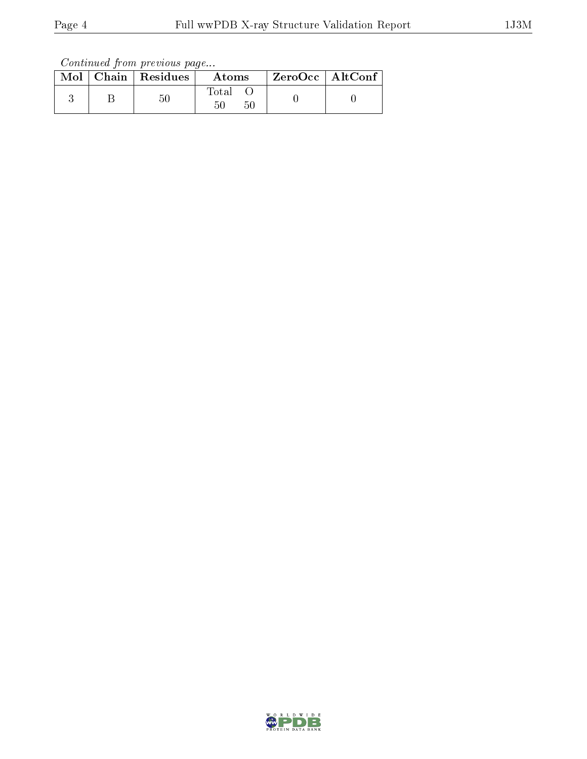*Continued from previous page...*

| Mol | Chain | Residues | Atoms | | ZeroOcc | AltConf |
|---|---|---|---|---|---|---|
| 3 | B | 50 | Total | O | 0 | 0 |
| | | | 50 | 50 | | |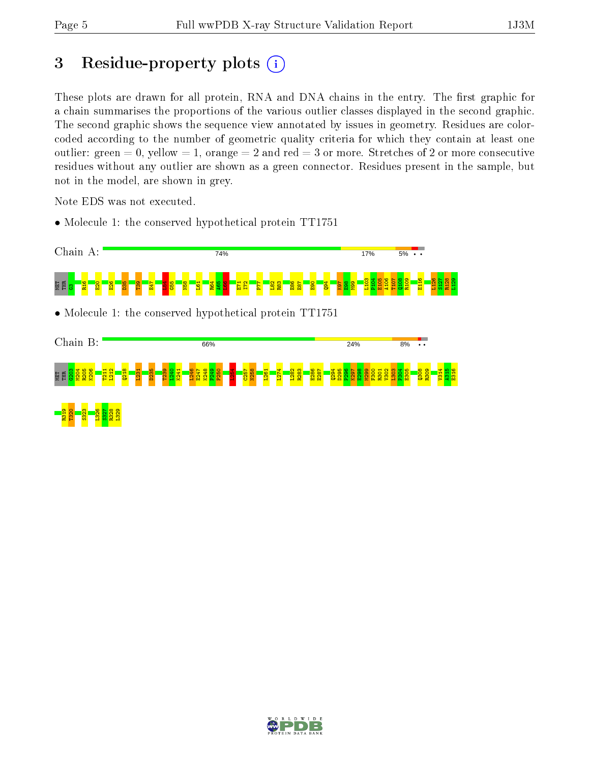# 3 Residue-property plots

These plots are drawn for all protein, RNA and DNA chains in the entry. The first graphic for a chain summarises the proportions of the various outlier classes displayed in the second graphic. The second graphic shows the sequence view annotated by issues in geometry. Residues are color-coded according to the number of geometric quality criteria for which they contain at least one outlier: green = 0, yellow = 1, orange = 2 and red = 3 or more. Stretches of 2 or more consecutive residues without any outlier are shown as a green connector. Residues present in the sample, but not in the model, are shown in grey.

Note EDS was not executed.

- Molecule 1: the conserved hypothetical protein TT1751

Chain A: 74% 17% 5% • •

MET THR G3 R16 E20 E26 D35 T39 E47 L54 G55 N58 L61 R64 A65 I66 E71 I72 F77 L82 R83 E86 E87 E90 Q94 K97 E98 M99 L103 F104 E105 A106 T107 Q108 R109 E116 L126 S127 R128 L129

- Molecule 1: the conserved hypothetical protein TT1751

Chain B: 66% 24% 8% • •

MET THR G203 M204 R205 K206 T211 L212 Q218 L231 D235 T239 L240 K241 L246 E247 K248 F249 P250 L254 C257 N258 L261 L274 L282 R283 E286 E287 Q294 D295 F296 K297 E298 M299 F300 R301 V302 L303 F304 E305 Q308 R309 V314 A315 E316 R319 T320 S323 L326 S327 R328 L329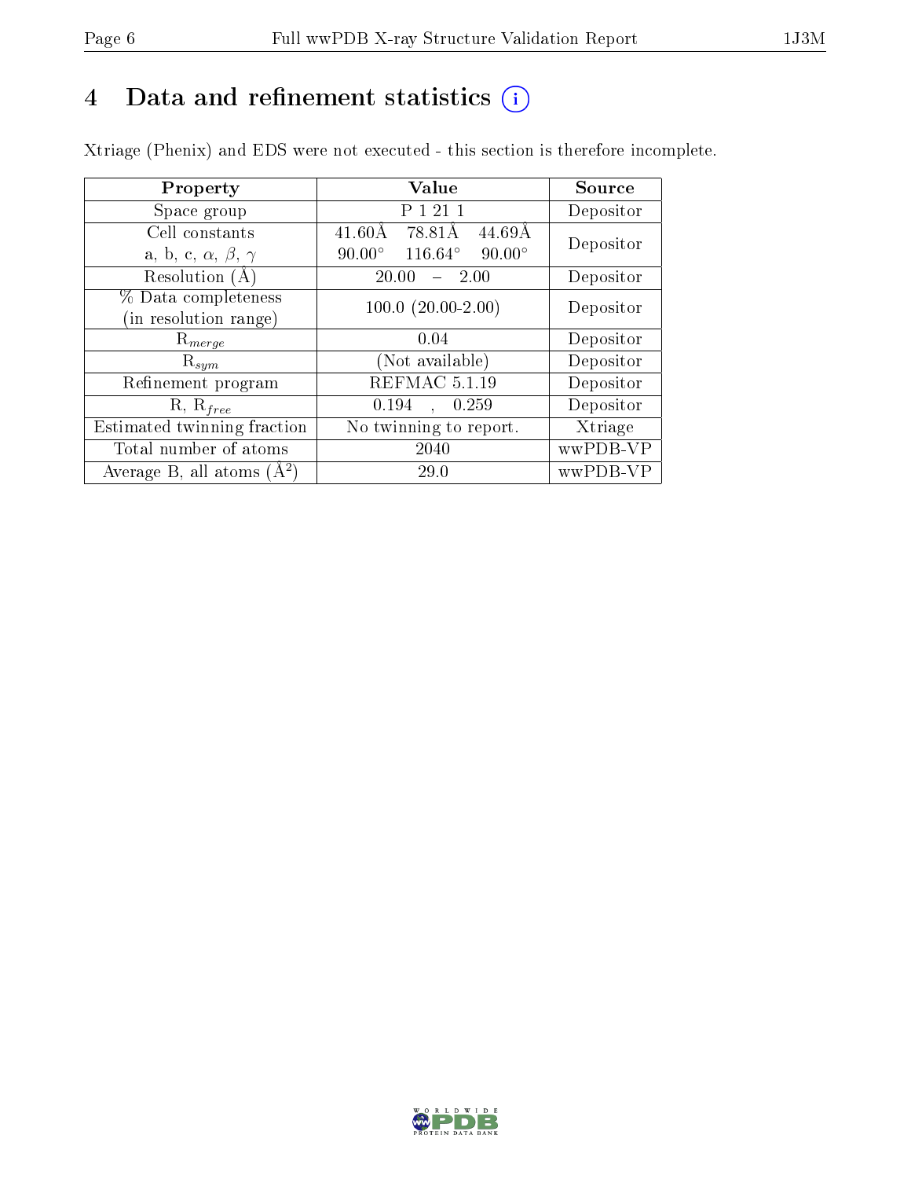# 4 Data and refinement statistics ⓘ

Xtriage (Phenix) and EDS were not executed - this section is therefore incomplete.

| Property | Value | Source |
| --- | --- | --- |
| Space group | P 1 21 1 | Depositor |
| Cell constants<br>a, b, c, $\alpha$, $\beta$, $\gamma$ | 41.60Å 78.81Å 44.69Å<br>90.00° 116.64° 90.00° | Depositor |
| Resolution (Å) | 20.00 – 2.00 | Depositor |
| % Data completeness<br>(in resolution range) | 100.0 (20.00-2.00) | Depositor |
| $R_{merge}$ | 0.04 | Depositor |
| $R_{sym}$ | (Not available) | Depositor |
| Refinement program | REFMAC 5.1.19 | Depositor |
| R, $R_{free}$ | 0.194 , 0.259 | Depositor |
| Estimated twinning fraction | No twinning to report. | Xtriage |
| Total number of atoms | 2040 | wwPDB-VP |
| Average B, all atoms (Å$^2$) | 29.0 | wwPDB-VP |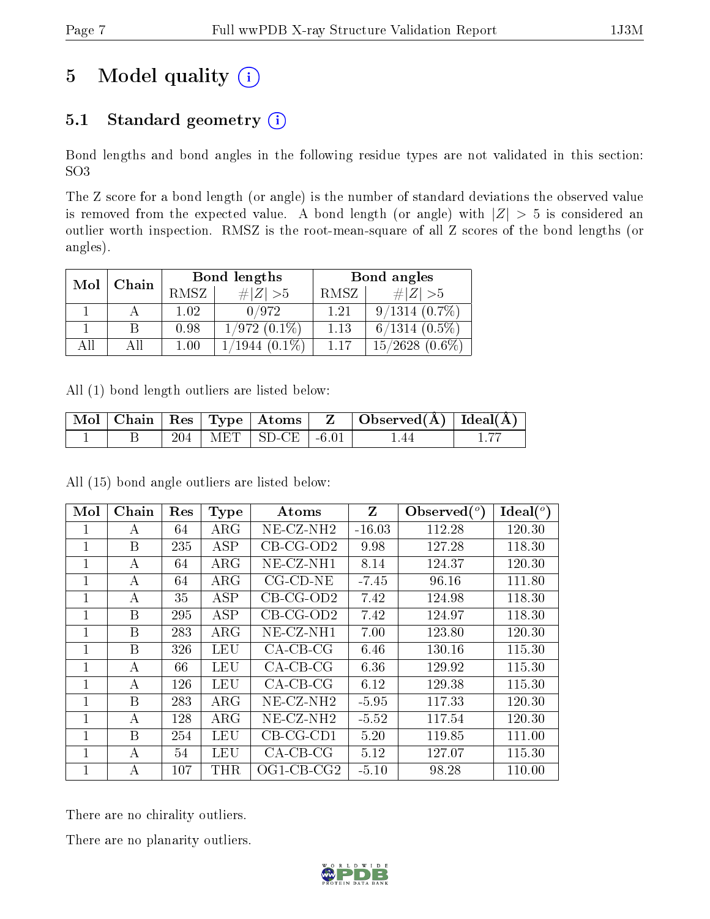# 5 Model quality

## 5.1 Standard geometry

Bond lengths and bond angles in the following residue types are not validated in this section: SO3

The Z score for a bond length (or angle) is the number of standard deviations the observed value is removed from the expected value. A bond length (or angle) with $|Z| > 5$ is considered an outlier worth inspection. RMSZ is the root-mean-square of all Z scores of the bond lengths (or angles).

| Mol | Chain | Bond lengths | | Bond angles | |
|---|---|---|---|---|---|
| | | RMSZ | #$\|Z\|$ >5 | RMSZ | #$\|Z\|$ >5 |
| 1 | A | 1.02 | 0/972 | 1.21 | 9/1314 (0.7%) |
| 1 | B | 0.98 | 1/972 (0.1%) | 1.13 | 6/1314 (0.5%) |
| All | All | 1.00 | 1/1944 (0.1%) | 1.17 | 15/2628 (0.6%) |

All (1) bond length outliers are listed below:

| Mol | Chain | Res | Type | Atoms | Z | Observed(Å) | Ideal(Å) |
|---|---|---|---|---|---|---|---|
| 1 | B | 204 | MET | SD-CE | -6.01 | 1.44 | 1.77 |

All (15) bond angle outliers are listed below:

| Mol | Chain | Res | Type | Atoms | Z | Observed($^o$) | Ideal($^o$) |
|---|---|---|---|---|---|---|---|
| 1 | A | 64 | ARG | NE-CZ-NH2 | -16.03 | 112.28 | 120.30 |
| 1 | B | 235 | ASP | CB-CG-OD2 | 9.98 | 127.28 | 118.30 |
| 1 | A | 64 | ARG | NE-CZ-NH1 | 8.14 | 124.37 | 120.30 |
| 1 | A | 64 | ARG | CG-CD-NE | -7.45 | 96.16 | 111.80 |
| 1 | A | 35 | ASP | CB-CG-OD2 | 7.42 | 124.98 | 118.30 |
| 1 | B | 295 | ASP | CB-CG-OD2 | 7.42 | 124.97 | 118.30 |
| 1 | B | 283 | ARG | NE-CZ-NH1 | 7.00 | 123.80 | 120.30 |
| 1 | B | 326 | LEU | CA-CB-CG | 6.46 | 130.16 | 115.30 |
| 1 | A | 66 | LEU | CA-CB-CG | 6.36 | 129.92 | 115.30 |
| 1 | A | 126 | LEU | CA-CB-CG | 6.12 | 129.38 | 115.30 |
| 1 | B | 283 | ARG | NE-CZ-NH2 | -5.95 | 117.33 | 120.30 |
| 1 | A | 128 | ARG | NE-CZ-NH2 | -5.52 | 117.54 | 120.30 |
| 1 | B | 254 | LEU | CB-CG-CD1 | 5.20 | 119.85 | 111.00 |
| 1 | A | 54 | LEU | CA-CB-CG | 5.12 | 127.07 | 115.30 |
| 1 | A | 107 | THR | OG1-CB-CG2 | -5.10 | 98.28 | 110.00 |

There are no chirality outliers.

There are no planarity outliers.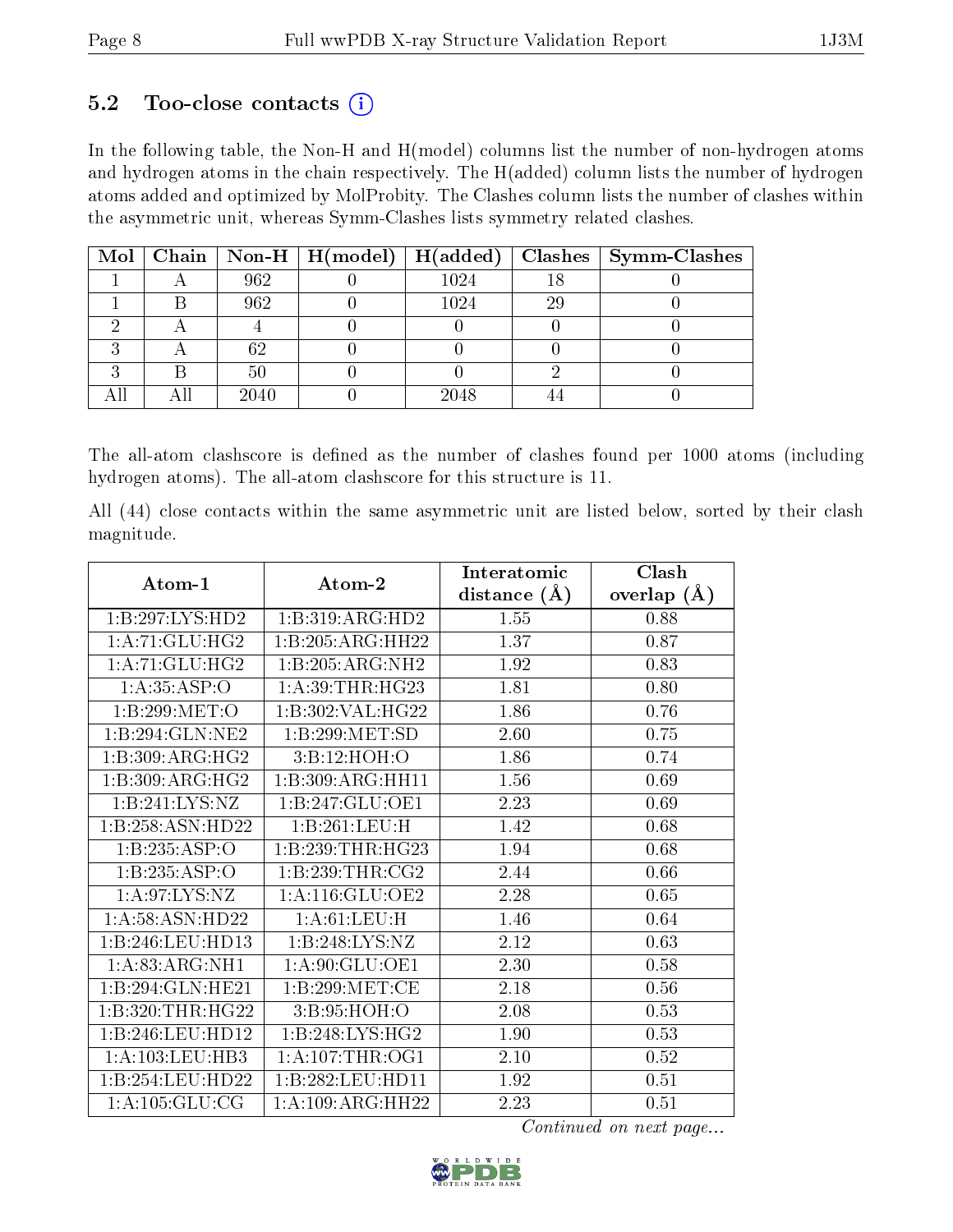### 5.2 Too-close contacts (i)

In the following table, the Non-H and H(model) columns list the number of non-hydrogen atoms and hydrogen atoms in the chain respectively. The H(added) column lists the number of hydrogen atoms added and optimized by MolProbity. The Clashes column lists the number of clashes within the asymmetric unit, whereas Symm-Clashes lists symmetry related clashes.

| Mol | Chain | Non-H | H(model) | H(added) | Clashes | Symm-Clashes |
|---|---|---|---|---|---|---|
| 1 | A | 962 | 0 | 1024 | 18 | 0 |
| 1 | B | 962 | 0 | 1024 | 29 | 0 |
| 2 | A | 4 | 0 | 0 | 0 | 0 |
| 3 | A | 62 | 0 | 0 | 0 | 0 |
| 3 | B | 50 | 0 | 0 | 2 | 0 |
| All | All | 2040 | 0 | 2048 | 44 | 0 |

The all-atom clashscore is defined as the number of clashes found per 1000 atoms (including hydrogen atoms). The all-atom clashscore for this structure is 11.

All (44) close contacts within the same asymmetric unit are listed below, sorted by their clash magnitude.

| Atom-1 | Atom-2 | Interatomic distance (Å) | Clash overlap (Å) |
|---|---|---|---|
| 1:B:297:LYS:HD2 | 1:B:319:ARG:HD2 | 1.55 | 0.88 |
| 1:A:71:GLU:HG2 | 1:B:205:ARG:HH22 | 1.37 | 0.87 |
| 1:A:71:GLU:HG2 | 1:B:205:ARG:NH2 | 1.92 | 0.83 |
| 1:A:35:ASP:O | 1:A:39:THR:HG23 | 1.81 | 0.80 |
| 1:B:299:MET:O | 1:B:302:VAL:HG22 | 1.86 | 0.76 |
| 1:B:294:GLN:NE2 | 1:B:299:MET:SD | 2.60 | 0.75 |
| 1:B:309:ARG:HG2 | 3:B:12:HOH:O | 1.86 | 0.74 |
| 1:B:309:ARG:HG2 | 1:B:309:ARG:HH11 | 1.56 | 0.69 |
| 1:B:241:LYS:NZ | 1:B:247:GLU:OE1 | 2.23 | 0.69 |
| 1:B:258:ASN:HD22 | 1:B:261:LEU:H | 1.42 | 0.68 |
| 1:B:235:ASP:O | 1:B:239:THR:HG23 | 1.94 | 0.68 |
| 1:B:235:ASP:O | 1:B:239:THR:CG2 | 2.44 | 0.66 |
| 1:A:97:LYS:NZ | 1:A:116:GLU:OE2 | 2.28 | 0.65 |
| 1:A:58:ASN:HD22 | 1:A:61:LEU:H | 1.46 | 0.64 |
| 1:B:246:LEU:HD13 | 1:B:248:LYS:NZ | 2.12 | 0.63 |
| 1:A:83:ARG:NH1 | 1:A:90:GLU:OE1 | 2.30 | 0.58 |
| 1:B:294:GLN:HE21 | 1:B:299:MET:CE | 2.18 | 0.56 |
| 1:B:320:THR:HG22 | 3:B:95:HOH:O | 2.08 | 0.53 |
| 1:B:246:LEU:HD12 | 1:B:248:LYS:HG2 | 1.90 | 0.53 |
| 1:A:103:LEU:HB3 | 1:A:107:THR:OG1 | 2.10 | 0.52 |
| 1:B:254:LEU:HD22 | 1:B:282:LEU:HD11 | 1.92 | 0.51 |
| 1:A:105:GLU:CG | 1:A:109:ARG:HH22 | 2.23 | 0.51 |

*Continued on next page...*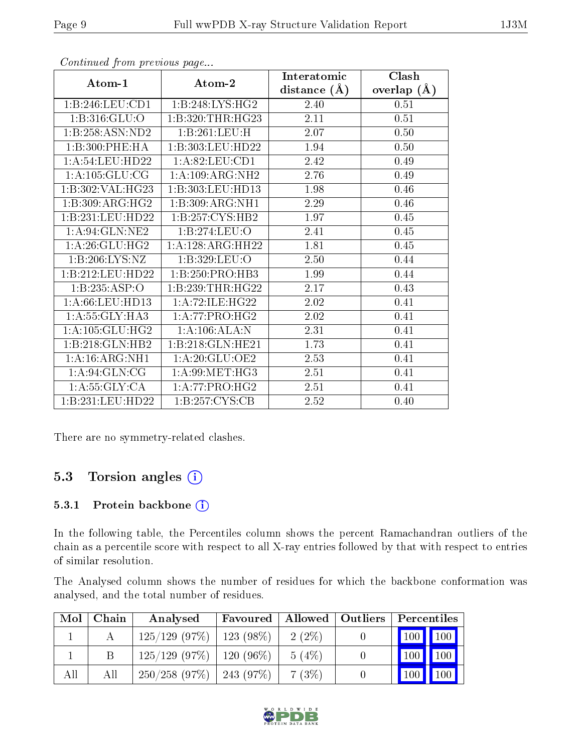*Continued from previous page...*

| Atom-1 | Atom-2 | Interatomic distance (Å) | Clash overlap (Å) |
|---|---|---|---|
| 1:B:246:LEU:CD1 | 1:B:248:LYS:HG2 | 2.40 | 0.51 |
| 1:B:316:GLU:O | 1:B:320:THR:HG23 | 2.11 | 0.51 |
| 1:B:258:ASN:ND2 | 1:B:261:LEU:H | 2.07 | 0.50 |
| 1:B:300:PHE:HA | 1:B:303:LEU:HD22 | 1.94 | 0.50 |
| 1:A:54:LEU:HD22 | 1:A:82:LEU:CD1 | 2.42 | 0.49 |
| 1:A:105:GLU:CG | 1:A:109:ARG:NH2 | 2.76 | 0.49 |
| 1:B:302:VAL:HG23 | 1:B:303:LEU:HD13 | 1.98 | 0.46 |
| 1:B:309:ARG:HG2 | 1:B:309:ARG:NH1 | 2.29 | 0.46 |
| 1:B:231:LEU:HD22 | 1:B:257:CYS:HB2 | 1.97 | 0.45 |
| 1:A:94:GLN:NE2 | 1:B:274:LEU:O | 2.41 | 0.45 |
| 1:A:26:GLU:HG2 | 1:A:128:ARG:HH22 | 1.81 | 0.45 |
| 1:B:206:LYS:NZ | 1:B:329:LEU:O | 2.50 | 0.44 |
| 1:B:212:LEU:HD22 | 1:B:250:PRO:HB3 | 1.99 | 0.44 |
| 1:B:235:ASP:O | 1:B:239:THR:HG22 | 2.17 | 0.43 |
| 1:A:66:LEU:HD13 | 1:A:72:ILE:HG22 | 2.02 | 0.41 |
| 1:A:55:GLY:HA3 | 1:A:77:PRO:HG2 | 2.02 | 0.41 |
| 1:A:105:GLU:HG2 | 1:A:106:ALA:N | 2.31 | 0.41 |
| 1:B:218:GLN:HB2 | 1:B:218:GLN:HE21 | 1.73 | 0.41 |
| 1:A:16:ARG:NH1 | 1:A:20:GLU:OE2 | 2.53 | 0.41 |
| 1:A:94:GLN:CG | 1:A:99:MET:HG3 | 2.51 | 0.41 |
| 1:A:55:GLY:CA | 1:A:77:PRO:HG2 | 2.51 | 0.41 |
| 1:B:231:LEU:HD22 | 1:B:257:CYS:CB | 2.52 | 0.40 |

There are no symmetry-related clashes.

## 5.3 Torsion angles

### 5.3.1 Protein backbone

In the following table, the Percentiles column shows the percent Ramachandran outliers of the chain as a percentile score with respect to all X-ray entries followed by that with respect to entries of similar resolution.

The Analysed column shows the number of residues for which the backbone conformation was analysed, and the total number of residues.

| Mol | Chain | Analysed | Favoured | Allowed | Outliers | Percentiles | |
|---|---|---|---|---|---|---|---|
| 1 | A | 125/129 (97%) | 123 (98%) | 2 (2%) | 0 | 100 | 100 |
| 1 | B | 125/129 (97%) | 120 (96%) | 5 (4%) | 0 | 100 | 100 |
| All | All | 250/258 (97%) | 243 (97%) | 7 (3%) | 0 | 100 | 100 |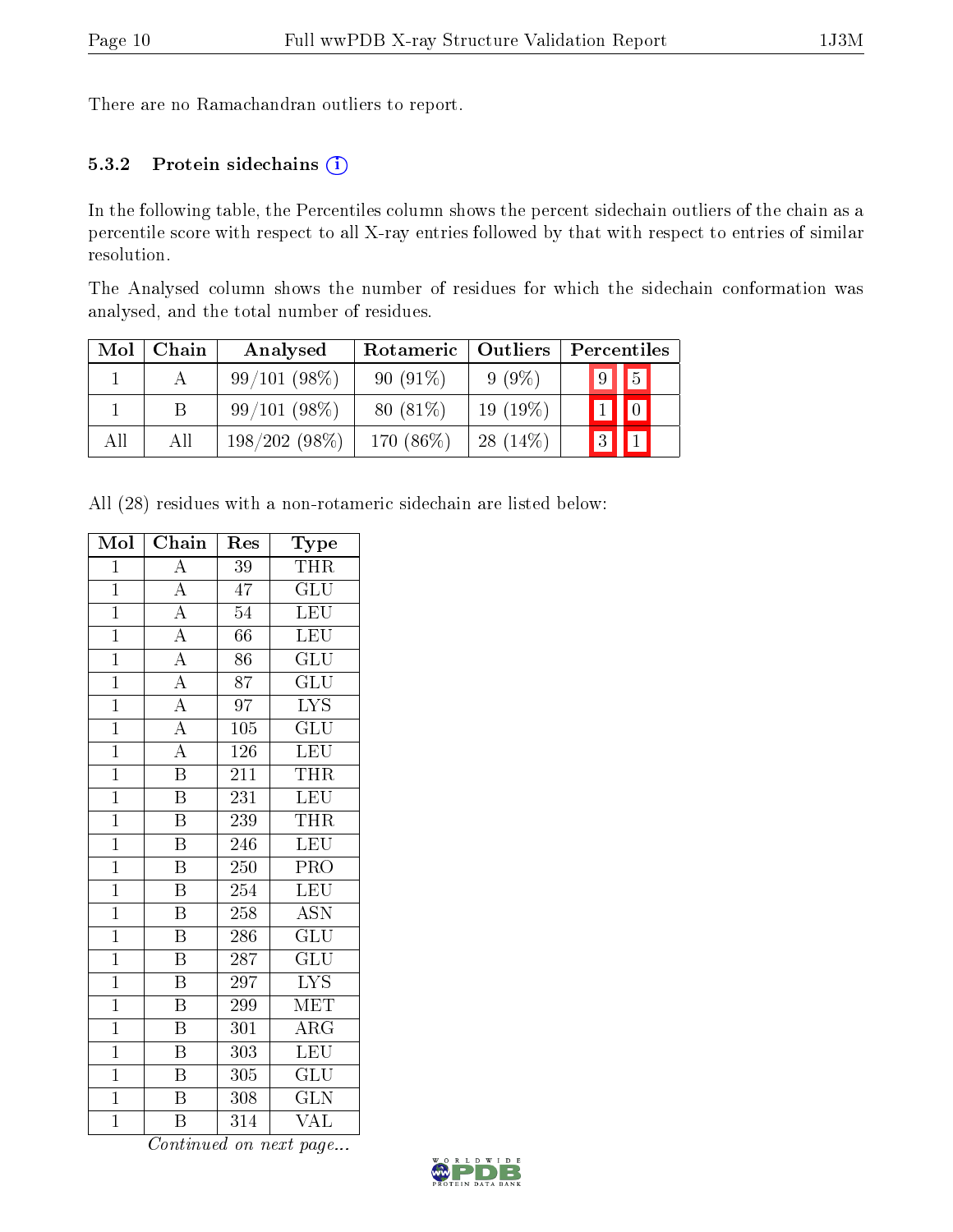There are no Ramachandran outliers to report.

### 5.3.2 Protein sidechains (i)

In the following table, the Percentiles column shows the percent sidechain outliers of the chain as a percentile score with respect to all X-ray entries followed by that with respect to entries of similar resolution.

The Analysed column shows the number of residues for which the sidechain conformation was analysed, and the total number of residues.

| Mol | Chain | Analysed | Rotameric | Outliers | Percentiles | |
|---|---|---|---|---|---|---|
| 1 | A | 99/101 (98%) | 90 (91%) | 9 (9%) | 9 | 5 |
| 1 | B | 99/101 (98%) | 80 (81%) | 19 (19%) | 1 | 0 |
| All | All | 198/202 (98%) | 170 (86%) | 28 (14%) | 3 | 1 |

All (28) residues with a non-rotameric sidechain are listed below:

| Mol | Chain | Res | Type |
|---|---|---|---|
| 1 | A | 39 | THR |
| 1 | A | 47 | GLU |
| 1 | A | 54 | LEU |
| 1 | A | 66 | LEU |
| 1 | A | 86 | GLU |
| 1 | A | 87 | GLU |
| 1 | A | 97 | LYS |
| 1 | A | 105 | GLU |
| 1 | A | 126 | LEU |
| 1 | B | 211 | THR |
| 1 | B | 231 | LEU |
| 1 | B | 239 | THR |
| 1 | B | 246 | LEU |
| 1 | B | 250 | PRO |
| 1 | B | 254 | LEU |
| 1 | B | 258 | ASN |
| 1 | B | 286 | GLU |
| 1 | B | 287 | GLU |
| 1 | B | 297 | LYS |
| 1 | B | 299 | MET |
| 1 | B | 301 | ARG |
| 1 | B | 303 | LEU |
| 1 | B | 305 | GLU |
| 1 | B | 308 | GLN |
| 1 | B | 314 | VAL |

*Continued on next page...*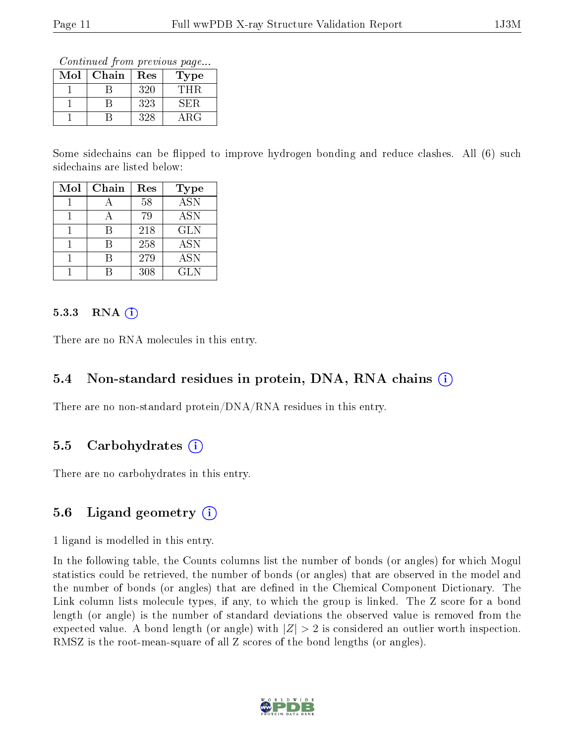*Continued from previous page...*

| Mol | Chain | Res | Type |
|---|---|---|---|
| 1 | B | 320 | THR |
| 1 | B | 323 | SER |
| 1 | B | 328 | ARG |

Some sidechains can be flipped to improve hydrogen bonding and reduce clashes. All (6) such sidechains are listed below:

| Mol | Chain | Res | Type |
|---|---|---|---|
| 1 | A | 58 | ASN |
| 1 | A | 79 | ASN |
| 1 | B | 218 | GLN |
| 1 | B | 258 | ASN |
| 1 | B | 279 | ASN |
| 1 | B | 308 | GLN |

#### 5.3.3 RNA (i)

There are no RNA molecules in this entry.

### 5.4 Non-standard residues in protein, DNA, RNA chains (i)

There are no non-standard protein/DNA/RNA residues in this entry.

### 5.5 Carbohydrates (i)

There are no carbohydrates in this entry.

### 5.6 Ligand geometry (i)

1 ligand is modelled in this entry.

In the following table, the Counts columns list the number of bonds (or angles) for which Mogul statistics could be retrieved, the number of bonds (or angles) that are observed in the model and the number of bonds (or angles) that are defined in the Chemical Component Dictionary. The Link column lists molecule types, if any, to which the group is linked. The Z score for a bond length (or angle) is the number of standard deviations the observed value is removed from the expected value. A bond length (or angle) with $|Z| > 2$ is considered an outlier worth inspection. RMSZ is the root-mean-square of all Z scores of the bond lengths (or angles).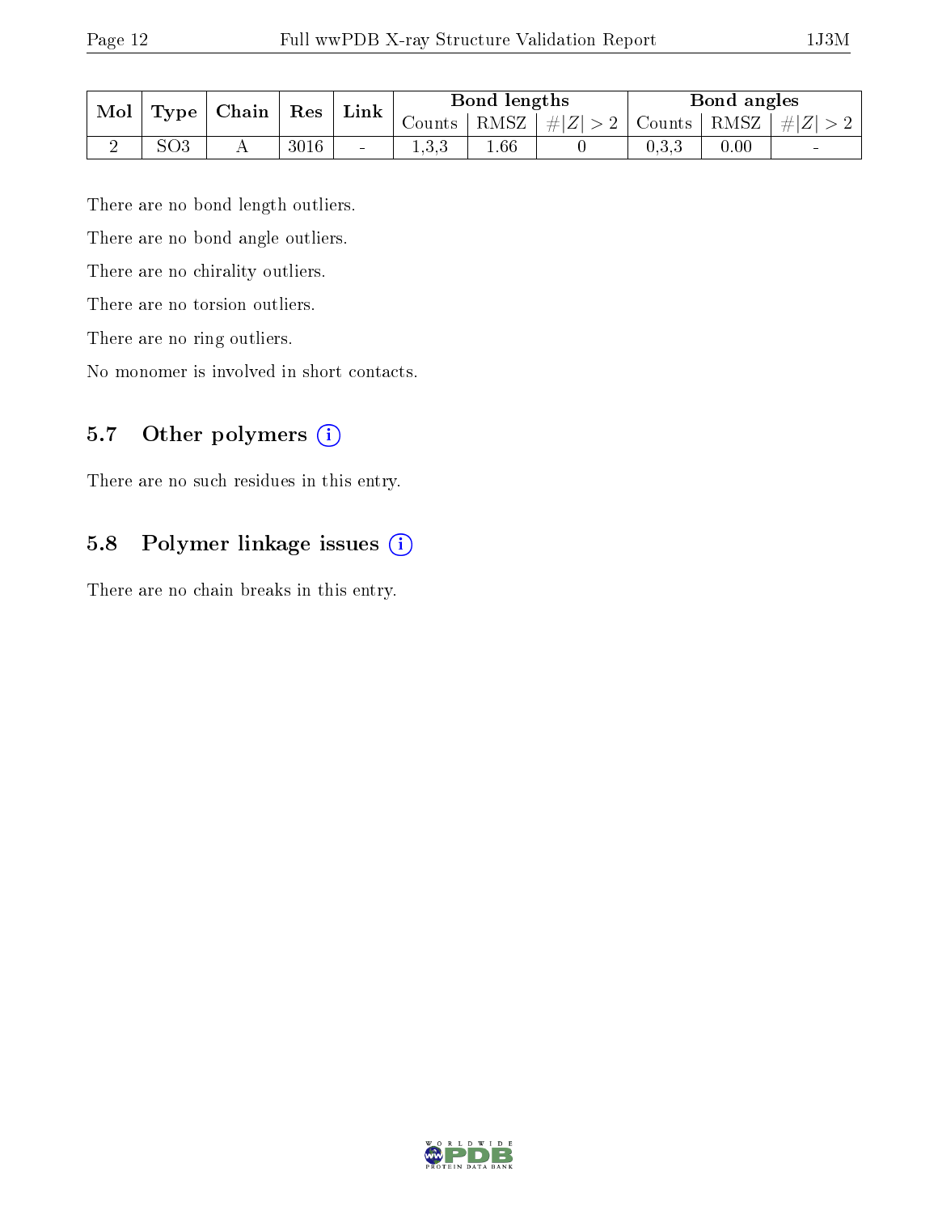| Mol | Type | Chain | Res | Link | Bond lengths | | | Bond angles | | |
|---|---|---|---|---|---|---|---|---|---|---|
| | | | | | Counts | RMSZ | #\|Z\| > 2 | Counts | RMSZ | #\|Z\| > 2 |
| 2 | SO3 | A | 3016 | - | 1,3,3 | 1.66 | 0 | 0,3,3 | 0.00 | - |

There are no bond length outliers.

There are no bond angle outliers.

There are no chirality outliers.

There are no torsion outliers.

There are no ring outliers.

No monomer is involved in short contacts.

### 5.7 Other polymers (i)

There are no such residues in this entry.

### 5.8 Polymer linkage issues (i)

There are no chain breaks in this entry.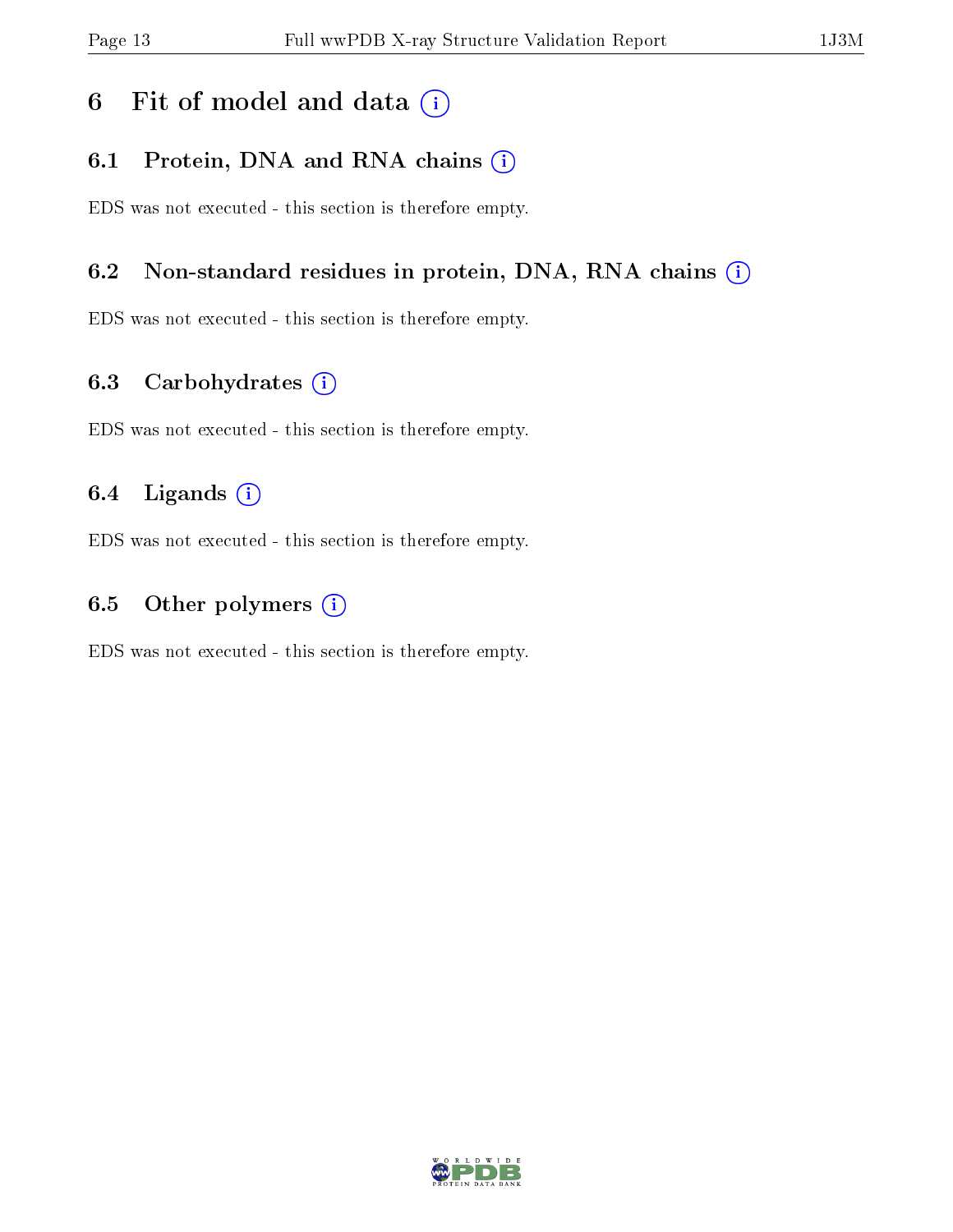# 6 Fit of model and data

## 6.1 Protein, DNA and RNA chains

EDS was not executed - this section is therefore empty.

## 6.2 Non-standard residues in protein, DNA, RNA chains

EDS was not executed - this section is therefore empty.

## 6.3 Carbohydrates

EDS was not executed - this section is therefore empty.

## 6.4 Ligands

EDS was not executed - this section is therefore empty.

## 6.5 Other polymers

EDS was not executed - this section is therefore empty.